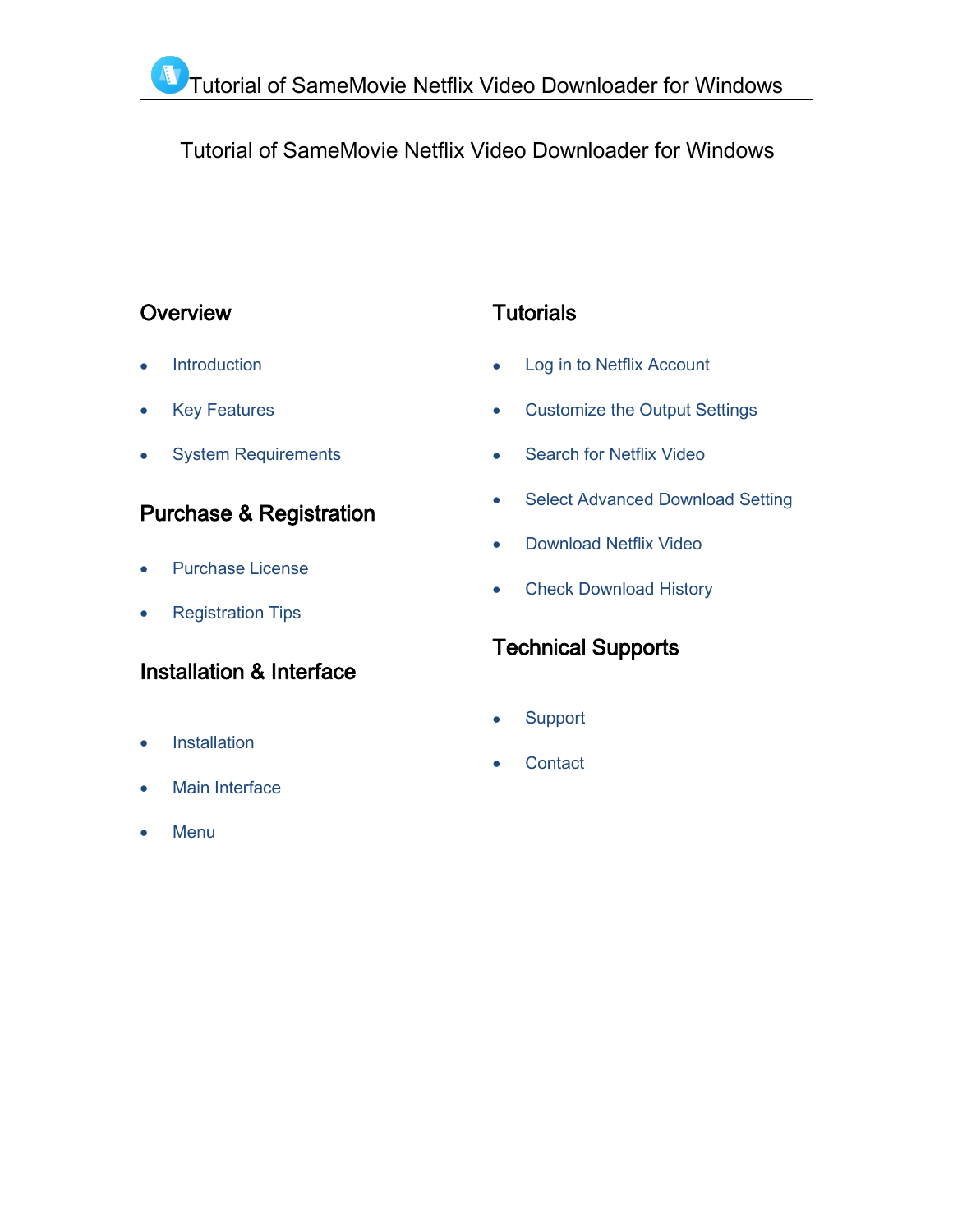# Tutorial of SameMovie Netflix Video Downloader for Windows

## Overview

- Introduction
- Key Features
- System Requirements

## Purchase & Registration

- Purchase License
- Registration Tips

## Installation & Interface

- Installation
- Main Interface
- Menu

## Tutorials

- Log in to Netflix Account
- Customize the Output Settings
- Search for Netflix Video
- Select Advanced Download Setting
- Download Netflix Video
- Check Download History

## Technical Supports

- Support
- Contact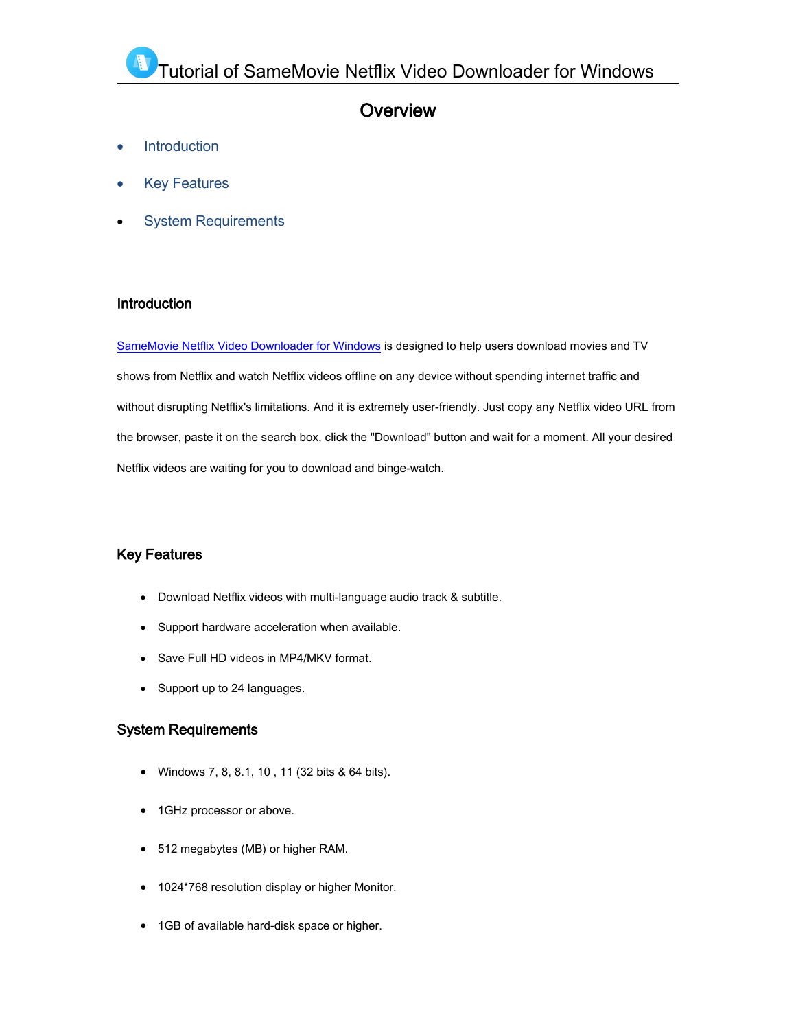# Tutorial of SameMovie Netflix Video Downloader for Windows

## Overview

- Introduction
- Key Features
- System Requirements

### Introduction

SameMovie Netflix Video Downloader for Windows is designed to help users download movies and TV shows from Netflix and watch Netflix videos offline on any device without spending internet traffic and without disrupting Netflix's limitations. And it is extremely user-friendly. Just copy any Netflix video URL from the browser, paste it on the search box, click the "Download" button and wait for a moment. All your desired Netflix videos are waiting for you to download and binge-watch.

### Key Features

- Download Netflix videos with multi-language audio track & subtitle.
- Support hardware acceleration when available.
- Save Full HD videos in MP4/MKV format.
- Support up to 24 languages.

### System Requirements

- Windows 7, 8, 8.1, 10 , 11 (32 bits & 64 bits).
- 1GHz processor or above.
- 512 megabytes (MB) or higher RAM.
- 1024*768 resolution display or higher Monitor.
- 1GB of available hard-disk space or higher.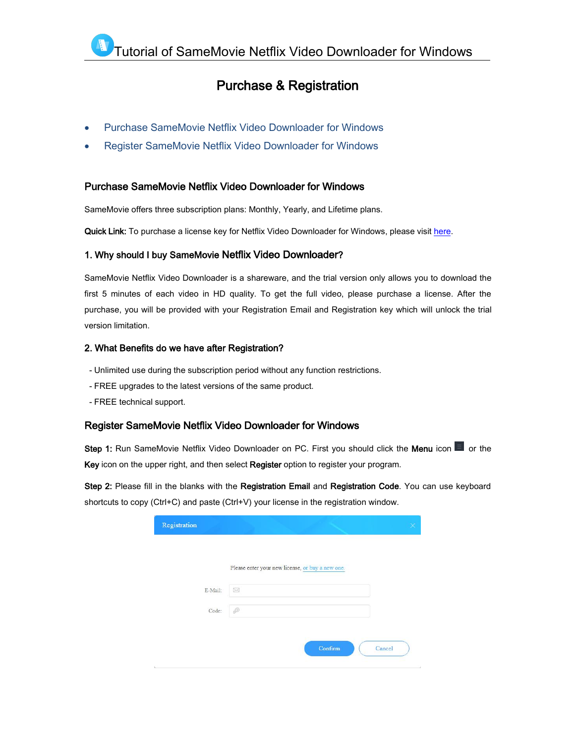# Purchase & Registration

- Purchase SameMovie Netflix Video Downloader for Windows
- Register SameMovie Netflix Video Downloader for Windows

## Purchase SameMovie Netflix Video Downloader for Windows

SameMovie offers three subscription plans: Monthly, Yearly, and Lifetime plans.

**Quick Link:** To purchase a license key for Netflix Video Downloader for Windows, please visit here.

### 1. Why should I buy SameMovie Netflix Video Downloader?

SameMovie Netflix Video Downloader is a shareware, and the trial version only allows you to download the first 5 minutes of each video in HD quality. To get the full video, please purchase a license. After the purchase, you will be provided with your Registration Email and Registration key which will unlock the trial version limitation.

### 2. What Benefits do we have after Registration?

- Unlimited use during the subscription period without any function restrictions.
- FREE upgrades to the latest versions of the same product.
- FREE technical support.

## Register SameMovie Netflix Video Downloader for Windows

**Step 1:** Run SameMovie Netflix Video Downloader on PC. First you should click the **Menu** icon or the **Key** icon on the upper right, and then select **Register** option to register your program.

**Step 2:** Please fill in the blanks with the **Registration Email** and **Registration Code**. You can use keyboard shortcuts to copy (Ctrl+C) and paste (Ctrl+V) your license in the registration window.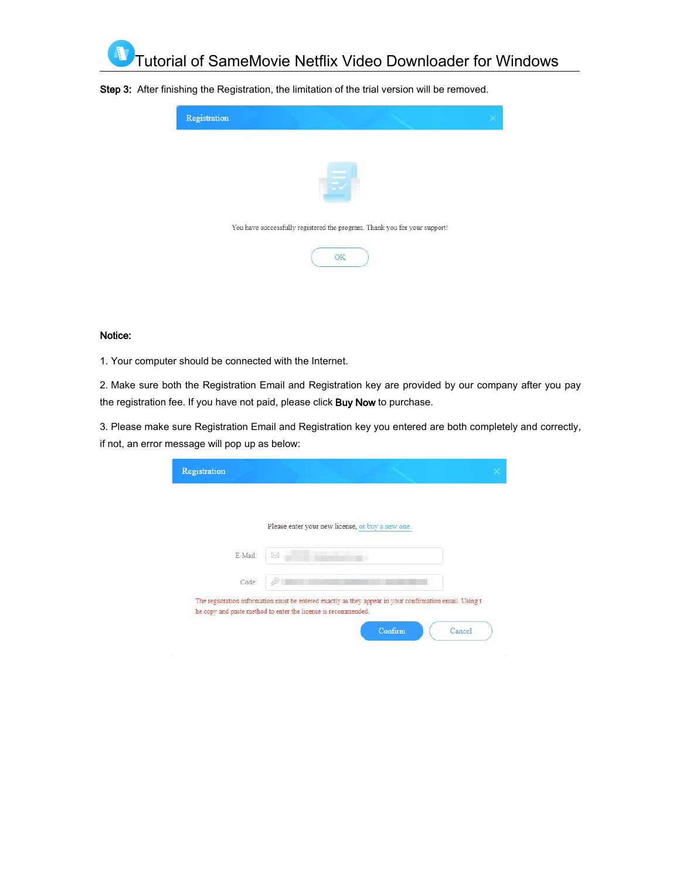**Step 3:** After finishing the Registration, the limitation of the trial version will be removed.

**Notice:**

1. Your computer should be connected with the Internet.

2. Make sure both the Registration Email and Registration key are provided by our company after you pay the registration fee. If you have not paid, please click **Buy Now** to purchase.

3. Please make sure Registration Email and Registration key you entered are both completely and correctly, if not, an error message will pop up as below: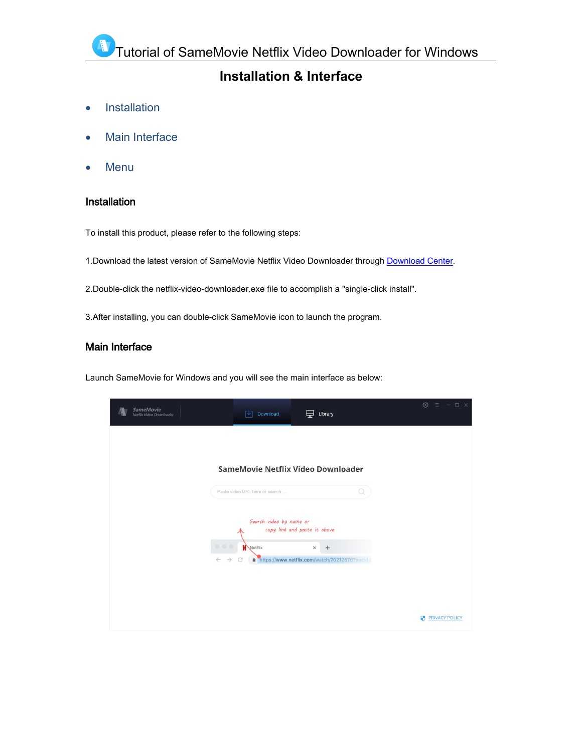# Tutorial of SameMovie Netflix Video Downloader for Windows

## Installation & Interface

- Installation
- Main Interface
- Menu

### Installation

To install this product, please refer to the following steps:

1.Download the latest version of SameMovie Netflix Video Downloader through Download Center.

2.Double-click the netflix-video-downloader.exe file to accomplish a "single-click install".

3.After installing, you can double-click SameMovie icon to launch the program.

### Main Interface

Launch SameMovie for Windows and you will see the main interface as below: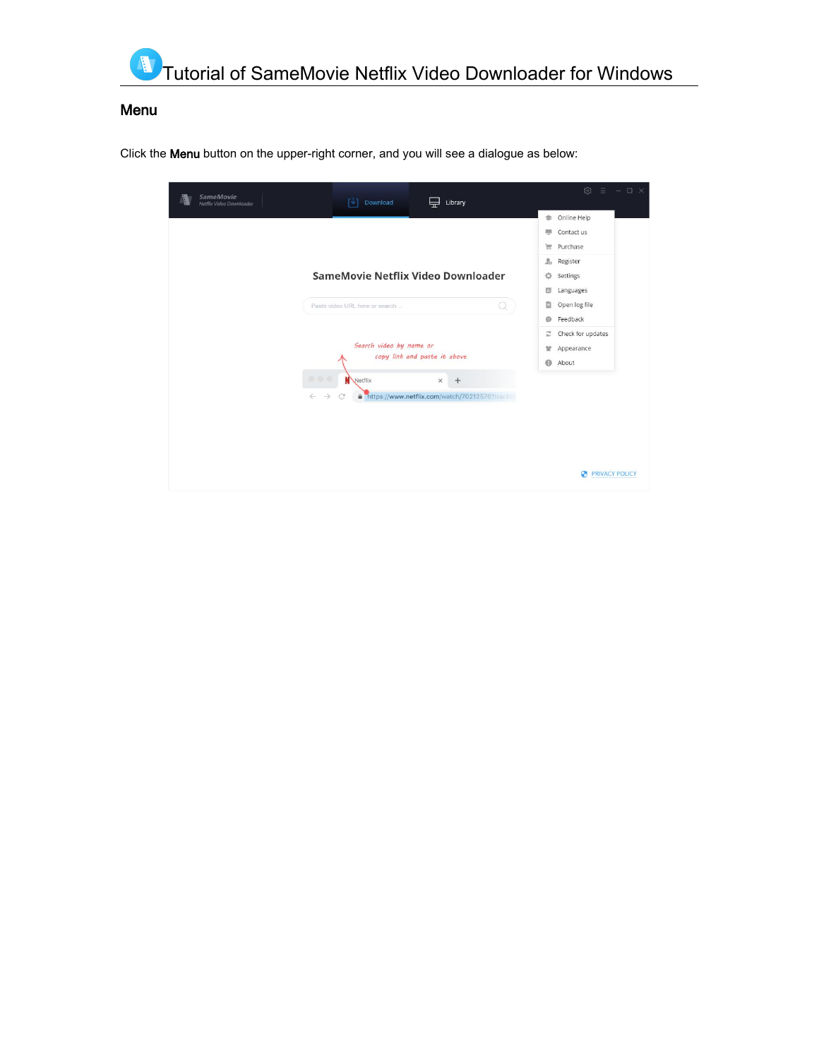## Menu

Click the **Menu** button on the upper-right corner, and you will see a dialogue as below: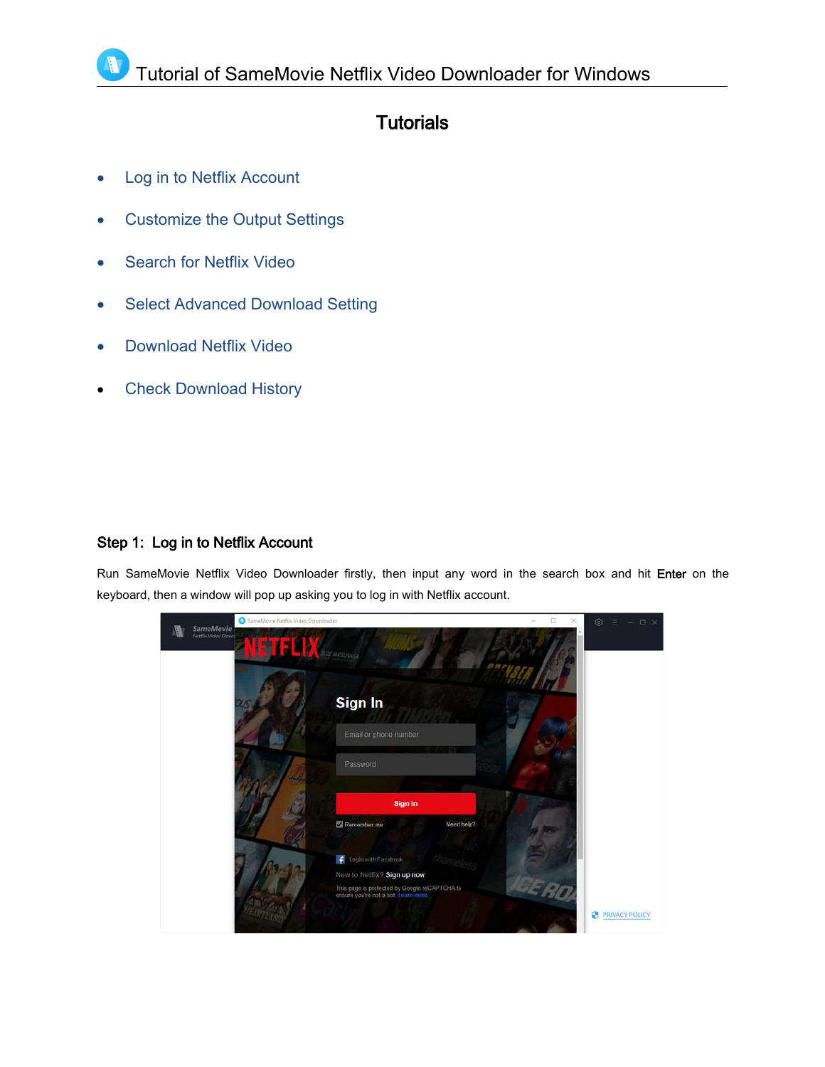# Tutorial of SameMovie Netflix Video Downloader for Windows

## Tutorials

- Log in to Netflix Account
- Customize the Output Settings
- Search for Netflix Video
- Select Advanced Download Setting
- Download Netflix Video
- Check Download History

### Step 1: Log in to Netflix Account

Run SameMovie Netflix Video Downloader firstly, then input any word in the search box and hit **Enter** on the keyboard, then a window will pop up asking you to log in with Netflix account.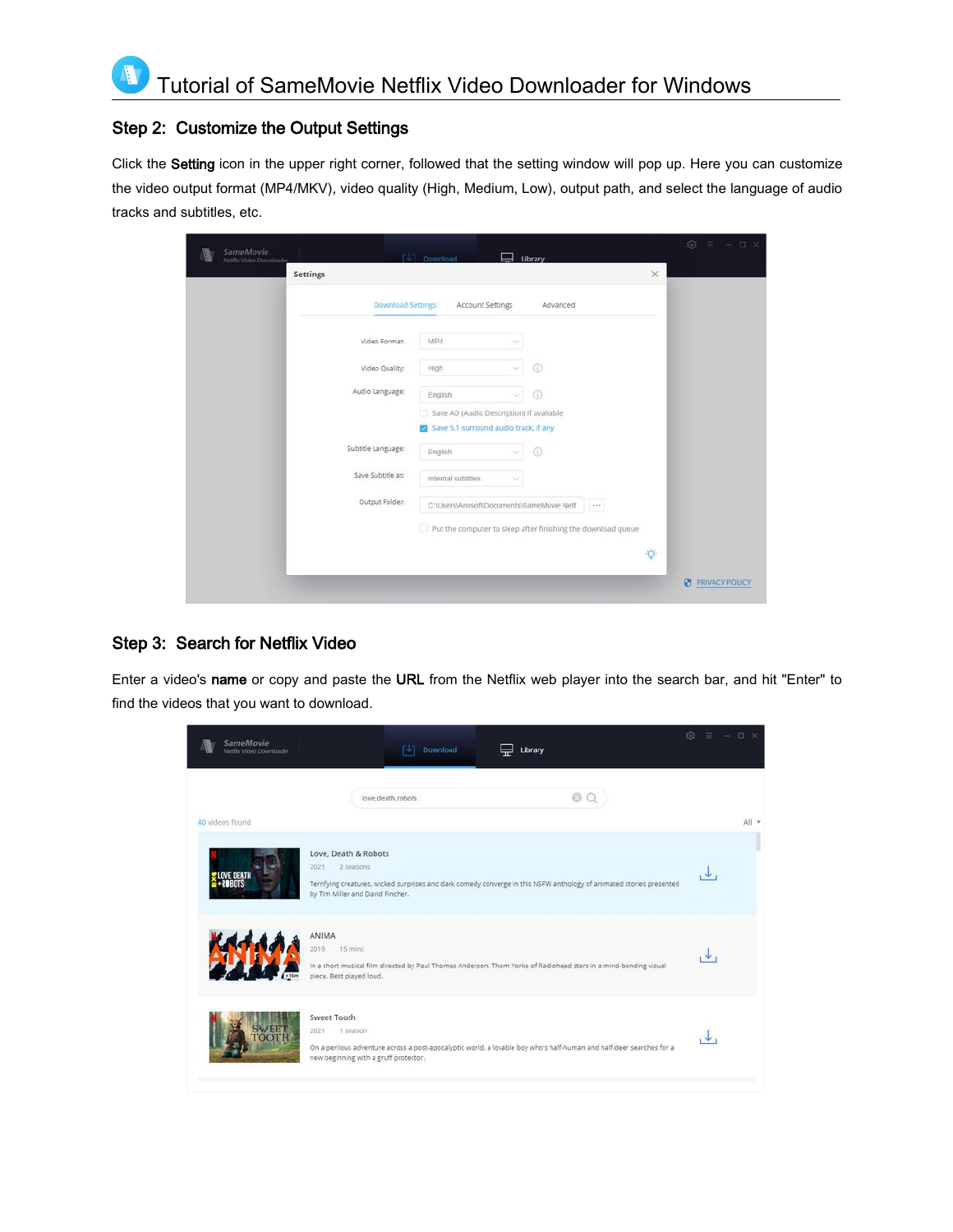# Tutorial of SameMovie Netflix Video Downloader for Windows

## Step 2: Customize the Output Settings

Click the **Setting** icon in the upper right corner, followed that the setting window will pop up. Here you can customize the video output format (MP4/MKV), video quality (High, Medium, Low), output path, and select the language of audio tracks and subtitles, etc.

## Step 3: Search for Netflix Video

Enter a video's **name** or copy and paste the **URL** from the Netflix web player into the search bar, and hit "Enter" to find the videos that you want to download.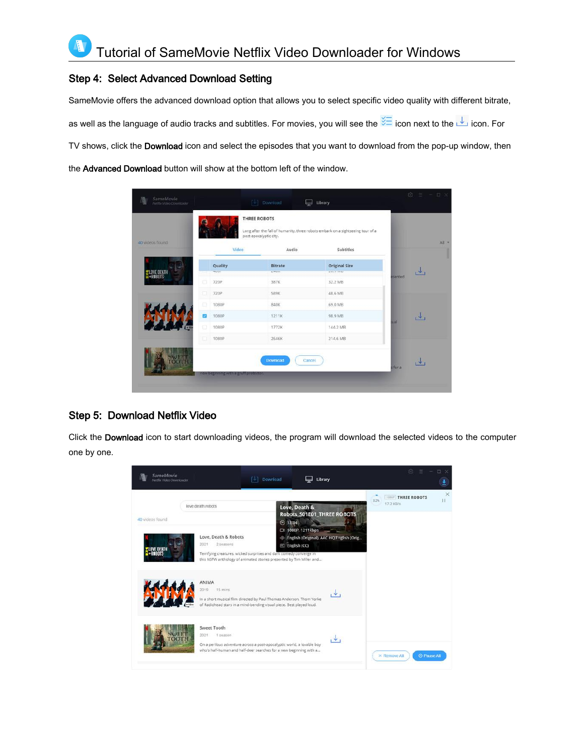## Step 4: Select Advanced Download Setting

SameMovie offers the advanced download option that allows you to select specific video quality with different bitrate, as well as the language of audio tracks and subtitles. For movies, you will see the icon next to the icon. For TV shows, click the **Download** icon and select the episodes that you want to download from the pop-up window, then the **Advanced Download** button will show at the bottom left of the window.

## Step 5: Download Netflix Video

Click the **Download** icon to start downloading videos, the program will download the selected videos to the computer one by one.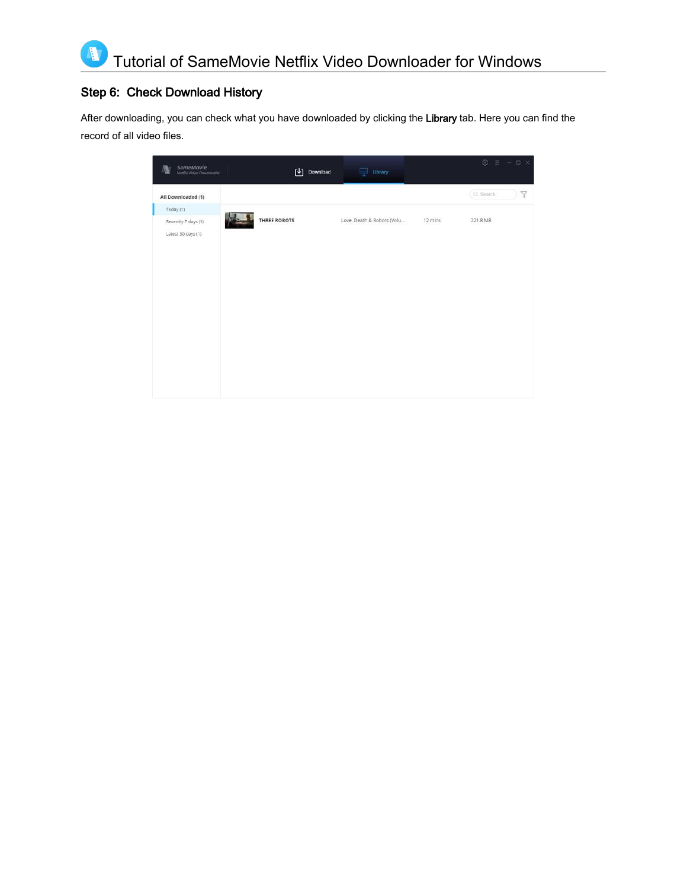## Step 6: Check Download History

After downloading, you can check what you have downloaded by clicking the **Library** tab. Here you can find the record of all video files.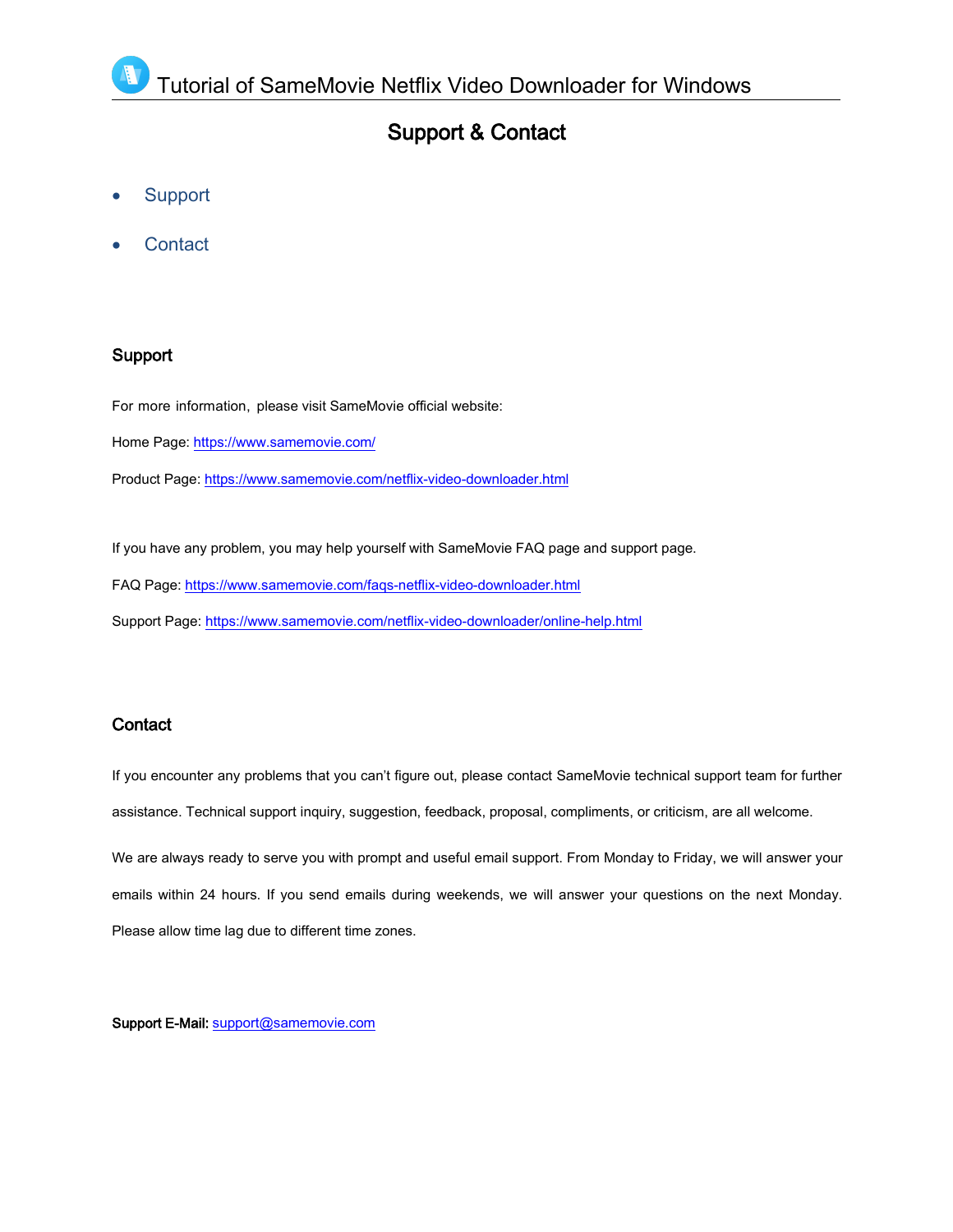# Support & Contact

- Support
- Contact

## Support

For more information, please visit SameMovie official website:

Home Page: https://www.samemovie.com/

Product Page: https://www.samemovie.com/netflix-video-downloader.html

If you have any problem, you may help yourself with SameMovie FAQ page and support page.

FAQ Page: https://www.samemovie.com/faqs-netflix-video-downloader.html

Support Page: https://www.samemovie.com/netflix-video-downloader/online-help.html

## Contact

If you encounter any problems that you can't figure out, please contact SameMovie technical support team for further assistance. Technical support inquiry, suggestion, feedback, proposal, compliments, or criticism, are all welcome.

We are always ready to serve you with prompt and useful email support. From Monday to Friday, we will answer your emails within 24 hours. If you send emails during weekends, we will answer your questions on the next Monday. Please allow time lag due to different time zones.

**Support E-Mail:** support@samemovie.com